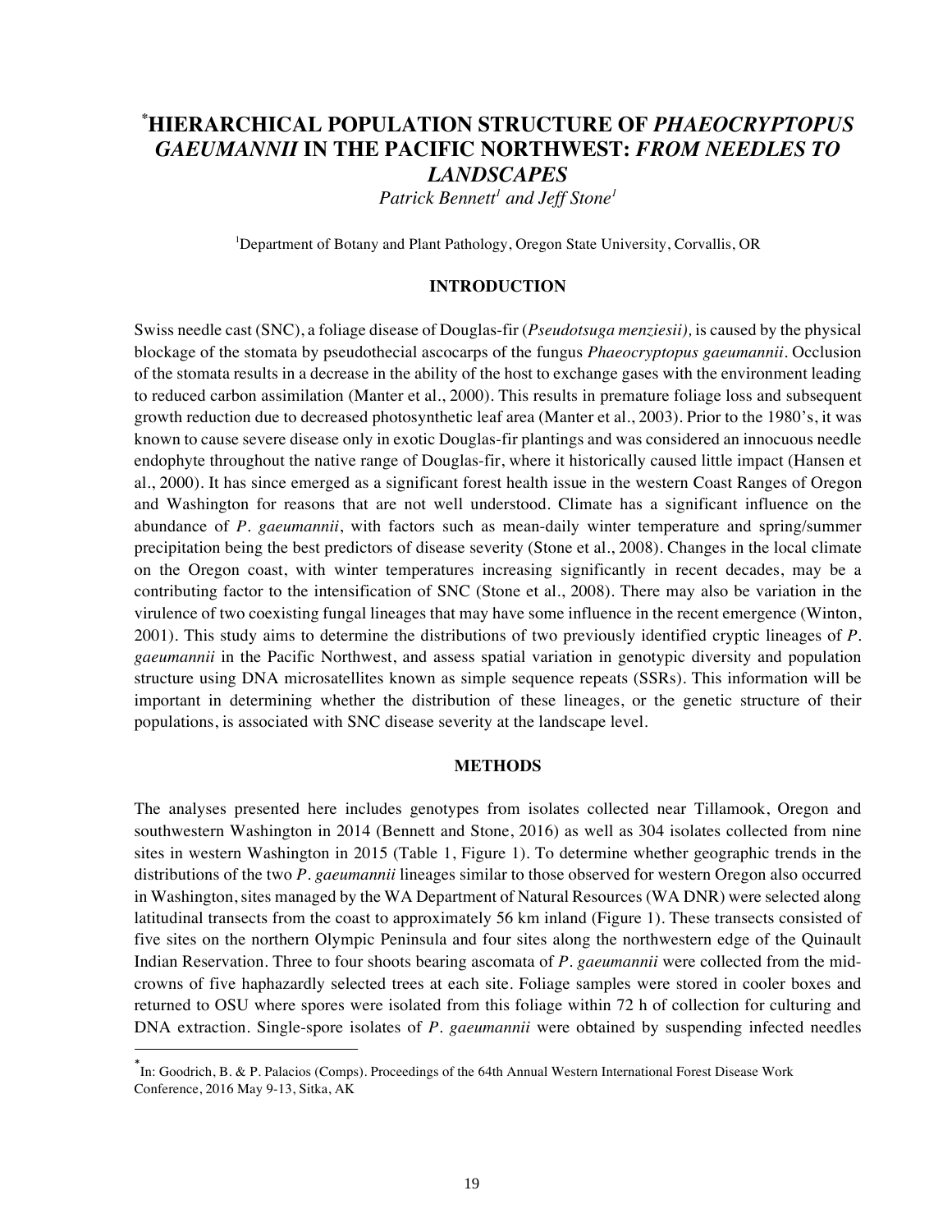# [*]HIERARCHICAL POPULATION STRUCTURE OF *PHAEOCRYPTOPUS GAEUMANNII* IN THE PACIFIC NORTHWEST: *FROM NEEDLES TO LANDSCAPES*

*Patrick Bennett[1] and Jeff Stone[1]*

[1]Department of Botany and Plant Pathology, Oregon State University, Corvallis, OR

## INTRODUCTION

Swiss needle cast (SNC), a foliage disease of Douglas-fir (*Pseudotsuga menziesii),* is caused by the physical blockage of the stomata by pseudothecial ascocarps of the fungus *Phaeocryptopus gaeumannii*. Occlusion of the stomata results in a decrease in the ability of the host to exchange gases with the environment leading to reduced carbon assimilation (Manter et al., 2000). This results in premature foliage loss and subsequent growth reduction due to decreased photosynthetic leaf area (Manter et al., 2003). Prior to the 1980's, it was known to cause severe disease only in exotic Douglas-fir plantings and was considered an innocuous needle endophyte throughout the native range of Douglas-fir, where it historically caused little impact (Hansen et al., 2000). It has since emerged as a significant forest health issue in the western Coast Ranges of Oregon and Washington for reasons that are not well understood. Climate has a significant influence on the abundance of *P. gaeumannii*, with factors such as mean-daily winter temperature and spring/summer precipitation being the best predictors of disease severity (Stone et al., 2008). Changes in the local climate on the Oregon coast, with winter temperatures increasing significantly in recent decades, may be a contributing factor to the intensification of SNC (Stone et al., 2008). There may also be variation in the virulence of two coexisting fungal lineages that may have some influence in the recent emergence (Winton, 2001). This study aims to determine the distributions of two previously identified cryptic lineages of *P. gaeumannii* in the Pacific Northwest, and assess spatial variation in genotypic diversity and population structure using DNA microsatellites known as simple sequence repeats (SSRs). This information will be important in determining whether the distribution of these lineages, or the genetic structure of their populations, is associated with SNC disease severity at the landscape level.

## METHODS

The analyses presented here includes genotypes from isolates collected near Tillamook, Oregon and southwestern Washington in 2014 (Bennett and Stone, 2016) as well as 304 isolates collected from nine sites in western Washington in 2015 (Table 1, Figure 1). To determine whether geographic trends in the distributions of the two *P. gaeumannii* lineages similar to those observed for western Oregon also occurred in Washington, sites managed by the WA Department of Natural Resources (WA DNR) were selected along latitudinal transects from the coast to approximately 56 km inland (Figure 1). These transects consisted of five sites on the northern Olympic Peninsula and four sites along the northwestern edge of the Quinault Indian Reservation. Three to four shoots bearing ascomata of *P. gaeumannii* were collected from the mid-crowns of five haphazardly selected trees at each site. Foliage samples were stored in cooler boxes and returned to OSU where spores were isolated from this foliage within 72 h of collection for culturing and DNA extraction. Single-spore isolates of *P. gaeumannii* were obtained by suspending infected needles

[*] In: Goodrich, B. & P. Palacios (Comps). Proceedings of the 64th Annual Western International Forest Disease Work Conference, 2016 May 9-13, Sitka, AK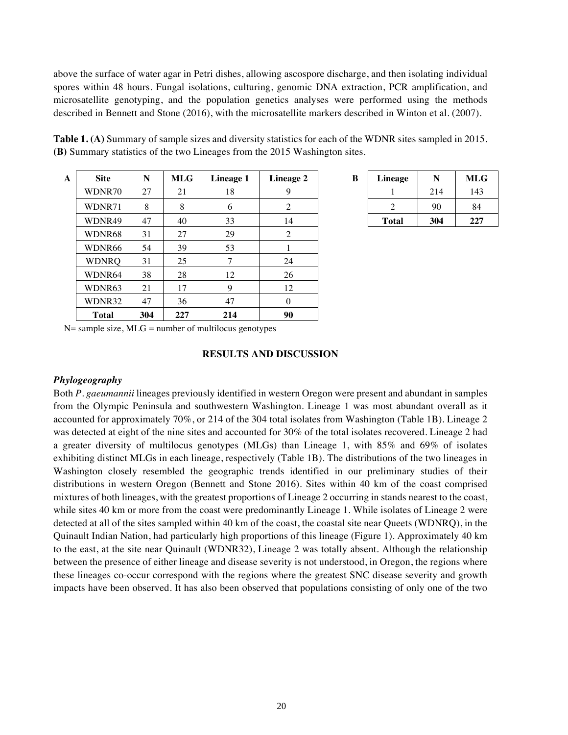above the surface of water agar in Petri dishes, allowing ascospore discharge, and then isolating individual spores within 48 hours. Fungal isolations, culturing, genomic DNA extraction, PCR amplification, and microsatellite genotyping, and the population genetics analyses were performed using the methods described in Bennett and Stone (2016), with the microsatellite markers described in Winton et al. (2007).

**Table 1. (A)** Summary of sample sizes and diversity statistics for each of the WDNR sites sampled in 2015. **(B)** Summary statistics of the two Lineages from the 2015 Washington sites.

**A**

| Site | N | MLG | Lineage 1 | Lineage 2 |
|---|---|---|---|---|
| WDNR70 | 27 | 21 | 18 | 9 |
| WDNR71 | 8 | 8 | 6 | 2 |
| WDNR49 | 47 | 40 | 33 | 14 |
| WDNR68 | 31 | 27 | 29 | 2 |
| WDNR66 | 54 | 39 | 53 | 1 |
| WDNRQ | 31 | 25 | 7 | 24 |
| WDNR64 | 38 | 28 | 12 | 26 |
| WDNR63 | 21 | 17 | 9 | 12 |
| WDNR32 | 47 | 36 | 47 | 0 |
| **Total** | **304** | **227** | **214** | **90** |

**B**

| Lineage | N | MLG |
|---|---|---|
| 1 | 214 | 143 |
| 2 | 90 | 84 |
| **Total** | **304** | **227** |

N= sample size, MLG = number of multilocus genotypes

## RESULTS AND DISCUSSION

### *Phylogeography*

Both *P. gaeumannii* lineages previously identified in western Oregon were present and abundant in samples from the Olympic Peninsula and southwestern Washington. Lineage 1 was most abundant overall as it accounted for approximately 70%, or 214 of the 304 total isolates from Washington (Table 1B). Lineage 2 was detected at eight of the nine sites and accounted for 30% of the total isolates recovered. Lineage 2 had a greater diversity of multilocus genotypes (MLGs) than Lineage 1, with 85% and 69% of isolates exhibiting distinct MLGs in each lineage, respectively (Table 1B). The distributions of the two lineages in Washington closely resembled the geographic trends identified in our preliminary studies of their distributions in western Oregon (Bennett and Stone 2016). Sites within 40 km of the coast comprised mixtures of both lineages, with the greatest proportions of Lineage 2 occurring in stands nearest to the coast, while sites 40 km or more from the coast were predominantly Lineage 1. While isolates of Lineage 2 were detected at all of the sites sampled within 40 km of the coast, the coastal site near Queets (WDNRQ), in the Quinault Indian Nation, had particularly high proportions of this lineage (Figure 1). Approximately 40 km to the east, at the site near Quinault (WDNR32), Lineage 2 was totally absent. Although the relationship between the presence of either lineage and disease severity is not understood, in Oregon, the regions where these lineages co-occur correspond with the regions where the greatest SNC disease severity and growth impacts have been observed. It has also been observed that populations consisting of only one of the two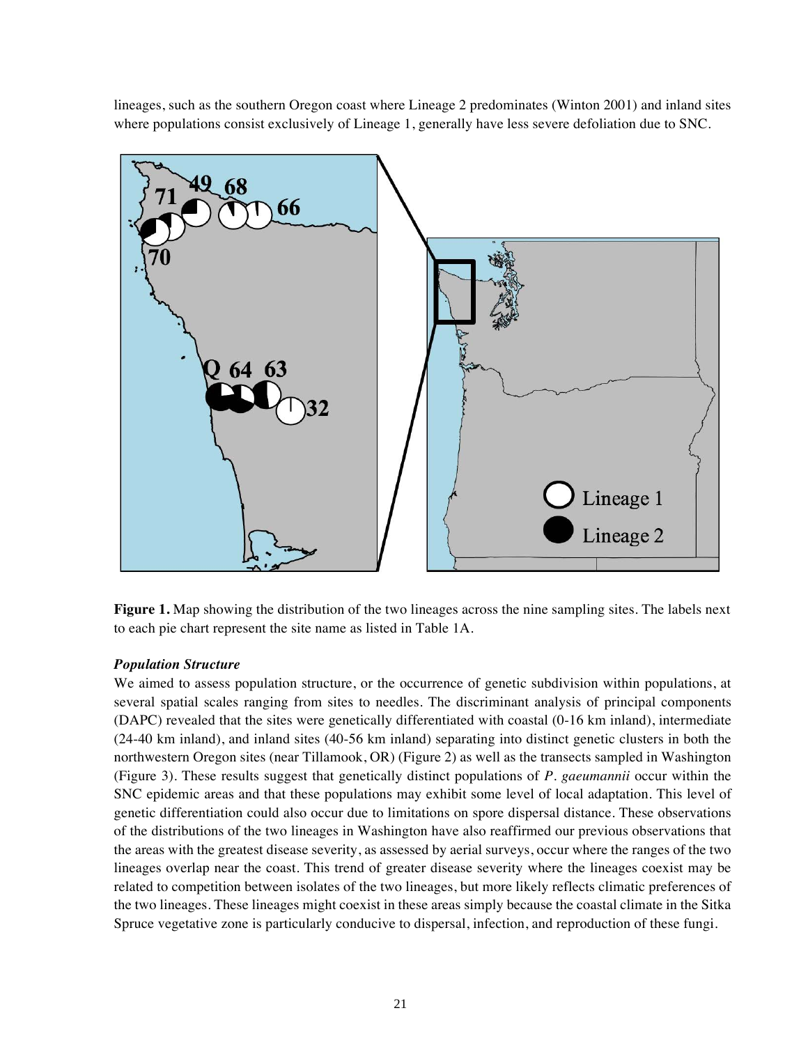lineages, such as the southern Oregon coast where Lineage 2 predominates (Winton 2001) and inland sites where populations consist exclusively of Lineage 1, generally have less severe defoliation due to SNC.

**Figure 1.** Map showing the distribution of the two lineages across the nine sampling sites. The labels next to each pie chart represent the site name as listed in Table 1A.

### *Population Structure*

We aimed to assess population structure, or the occurrence of genetic subdivision within populations, at several spatial scales ranging from sites to needles. The discriminant analysis of principal components (DAPC) revealed that the sites were genetically differentiated with coastal (0-16 km inland), intermediate (24-40 km inland), and inland sites (40-56 km inland) separating into distinct genetic clusters in both the northwestern Oregon sites (near Tillamook, OR) (Figure 2) as well as the transects sampled in Washington (Figure 3). These results suggest that genetically distinct populations of *P. gaeumannii* occur within the SNC epidemic areas and that these populations may exhibit some level of local adaptation. This level of genetic differentiation could also occur due to limitations on spore dispersal distance. These observations of the distributions of the two lineages in Washington have also reaffirmed our previous observations that the areas with the greatest disease severity, as assessed by aerial surveys, occur where the ranges of the two lineages overlap near the coast. This trend of greater disease severity where the lineages coexist may be related to competition between isolates of the two lineages, but more likely reflects climatic preferences of the two lineages. These lineages might coexist in these areas simply because the coastal climate in the Sitka Spruce vegetative zone is particularly conducive to dispersal, infection, and reproduction of these fungi.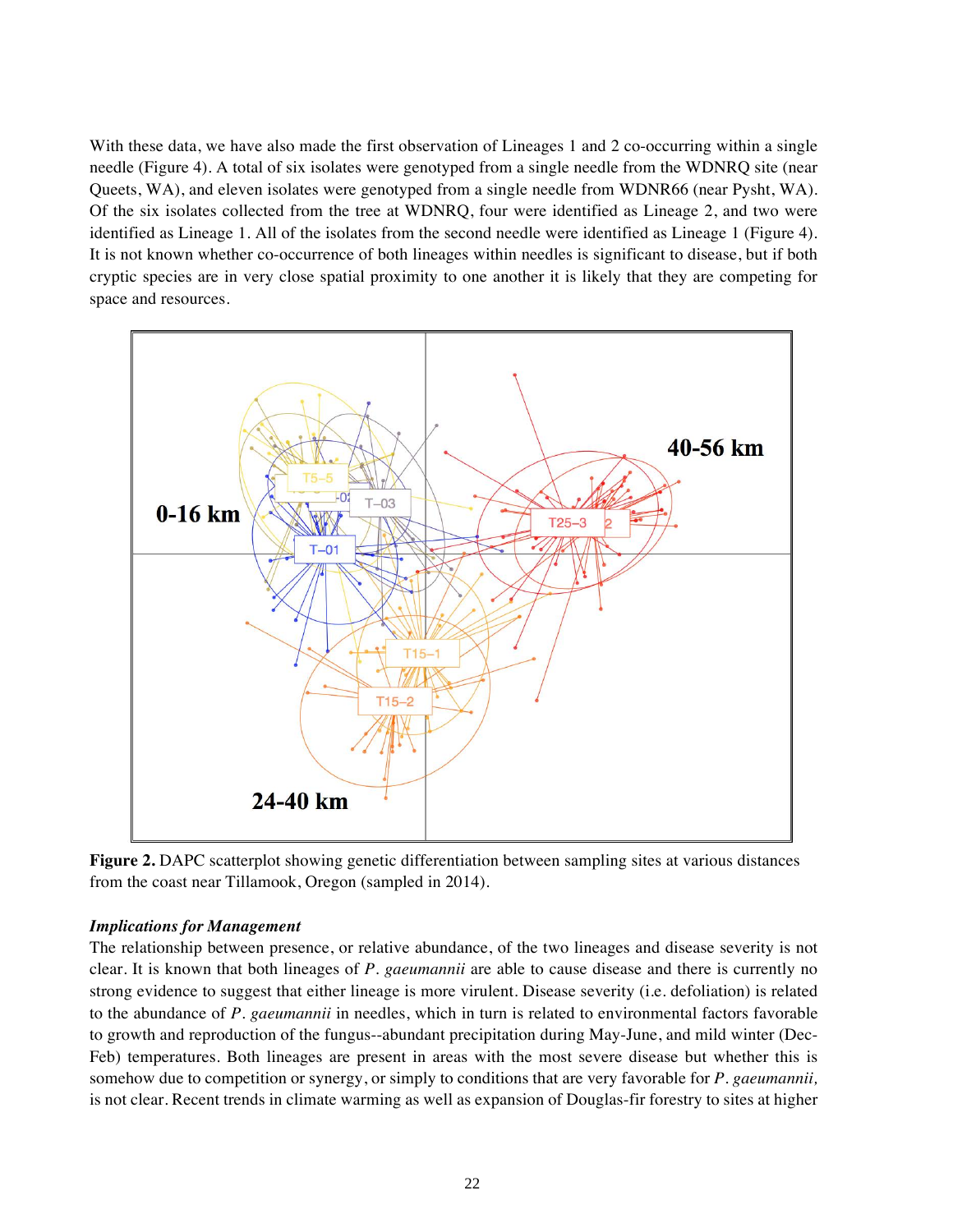With these data, we have also made the first observation of Lineages 1 and 2 co-occurring within a single needle (Figure 4). A total of six isolates were genotyped from a single needle from the WDNRQ site (near Queets, WA), and eleven isolates were genotyped from a single needle from WDNR66 (near Pysht, WA). Of the six isolates collected from the tree at WDNRQ, four were identified as Lineage 2, and two were identified as Lineage 1. All of the isolates from the second needle were identified as Lineage 1 (Figure 4). It is not known whether co-occurrence of both lineages within needles is significant to disease, but if both cryptic species are in very close spatial proximity to one another it is likely that they are competing for space and resources.

**Figure 2.** DAPC scatterplot showing genetic differentiation between sampling sites at various distances from the coast near Tillamook, Oregon (sampled in 2014).

### *Implications for Management*

The relationship between presence, or relative abundance, of the two lineages and disease severity is not clear. It is known that both lineages of *P. gaeumannii* are able to cause disease and there is currently no strong evidence to suggest that either lineage is more virulent. Disease severity (i.e. defoliation) is related to the abundance of *P. gaeumannii* in needles, which in turn is related to environmental factors favorable to growth and reproduction of the fungus--abundant precipitation during May-June, and mild winter (Dec-Feb) temperatures. Both lineages are present in areas with the most severe disease but whether this is somehow due to competition or synergy, or simply to conditions that are very favorable for *P. gaeumannii,* is not clear. Recent trends in climate warming as well as expansion of Douglas-fir forestry to sites at higher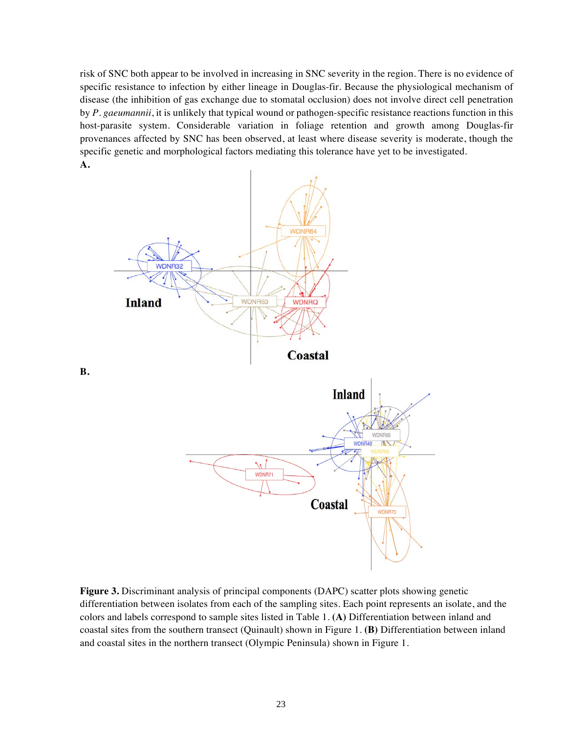risk of SNC both appear to be involved in increasing in SNC severity in the region. There is no evidence of specific resistance to infection by either lineage in Douglas-fir. Because the physiological mechanism of disease (the inhibition of gas exchange due to stomatal occlusion) does not involve direct cell penetration by *P. gaeumannii*, it is unlikely that typical wound or pathogen-specific resistance reactions function in this host-parasite system. Considerable variation in foliage retention and growth among Douglas-fir provenances affected by SNC has been observed, at least where disease severity is moderate, though the specific genetic and morphological factors mediating this tolerance have yet to be investigated.

**A.**

**B.**

**Figure 3.** Discriminant analysis of principal components (DAPC) scatter plots showing genetic differentiation between isolates from each of the sampling sites. Each point represents an isolate, and the colors and labels correspond to sample sites listed in Table 1. **(A)** Differentiation between inland and coastal sites from the southern transect (Quinault) shown in Figure 1. **(B)** Differentiation between inland and coastal sites in the northern transect (Olympic Peninsula) shown in Figure 1.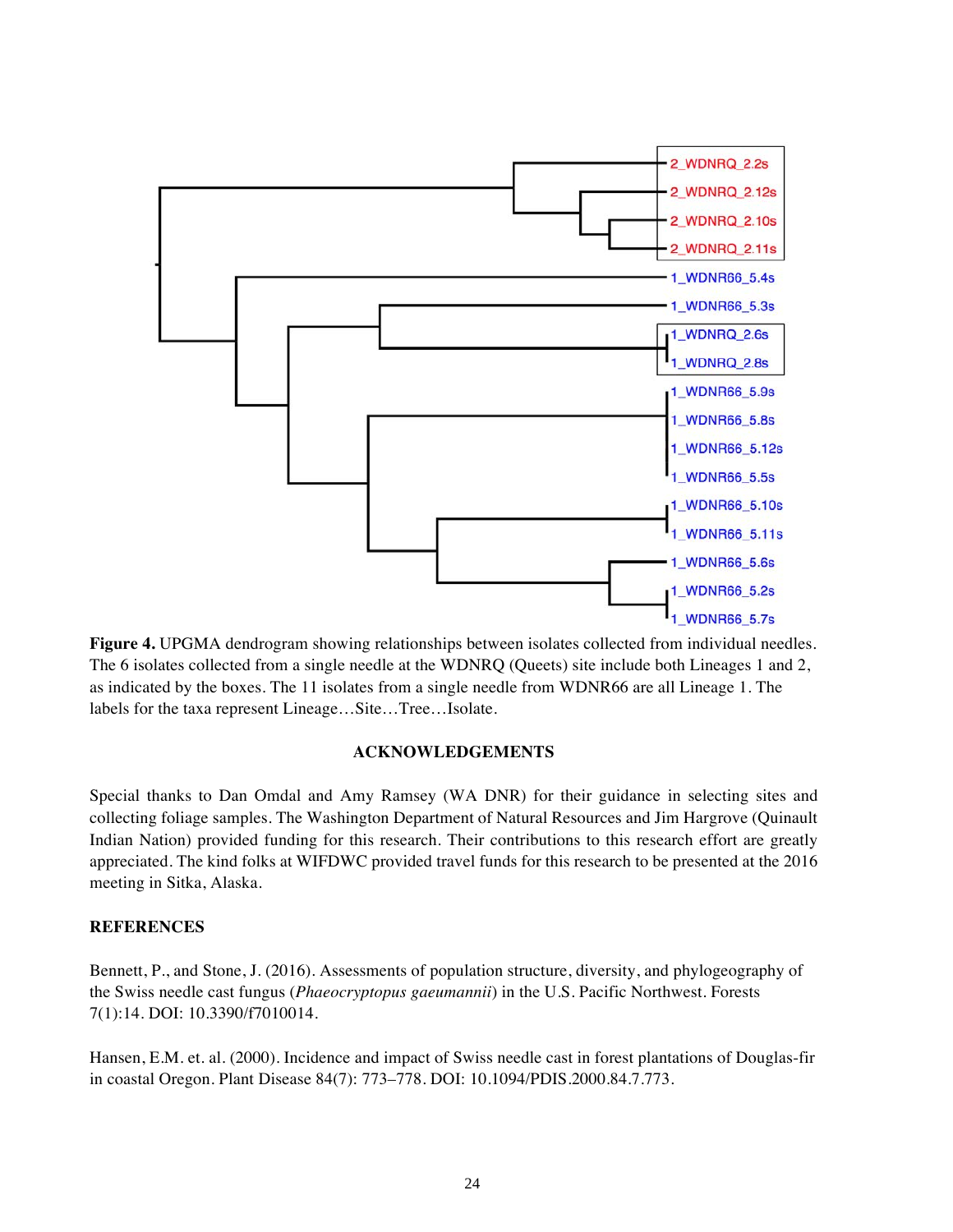**Figure 4.** UPGMA dendrogram showing relationships between isolates collected from individual needles. The 6 isolates collected from a single needle at the WDNRQ (Queets) site include both Lineages 1 and 2, as indicated by the boxes. The 11 isolates from a single needle from WDNR66 are all Lineage 1. The labels for the taxa represent Lineage…Site…Tree…Isolate.

## ACKNOWLEDGEMENTS

Special thanks to Dan Omdal and Amy Ramsey (WA DNR) for their guidance in selecting sites and collecting foliage samples. The Washington Department of Natural Resources and Jim Hargrove (Quinault Indian Nation) provided funding for this research. Their contributions to this research effort are greatly appreciated. The kind folks at WIFDWC provided travel funds for this research to be presented at the 2016 meeting in Sitka, Alaska.

## REFERENCES

Bennett, P., and Stone, J. (2016). Assessments of population structure, diversity, and phylogeography of the Swiss needle cast fungus (*Phaeocryptopus gaeumannii*) in the U.S. Pacific Northwest. Forests 7(1):14. DOI: 10.3390/f7010014.

Hansen, E.M. et. al. (2000). Incidence and impact of Swiss needle cast in forest plantations of Douglas-fir in coastal Oregon. Plant Disease 84(7): 773–778. DOI: 10.1094/PDIS.2000.84.7.773.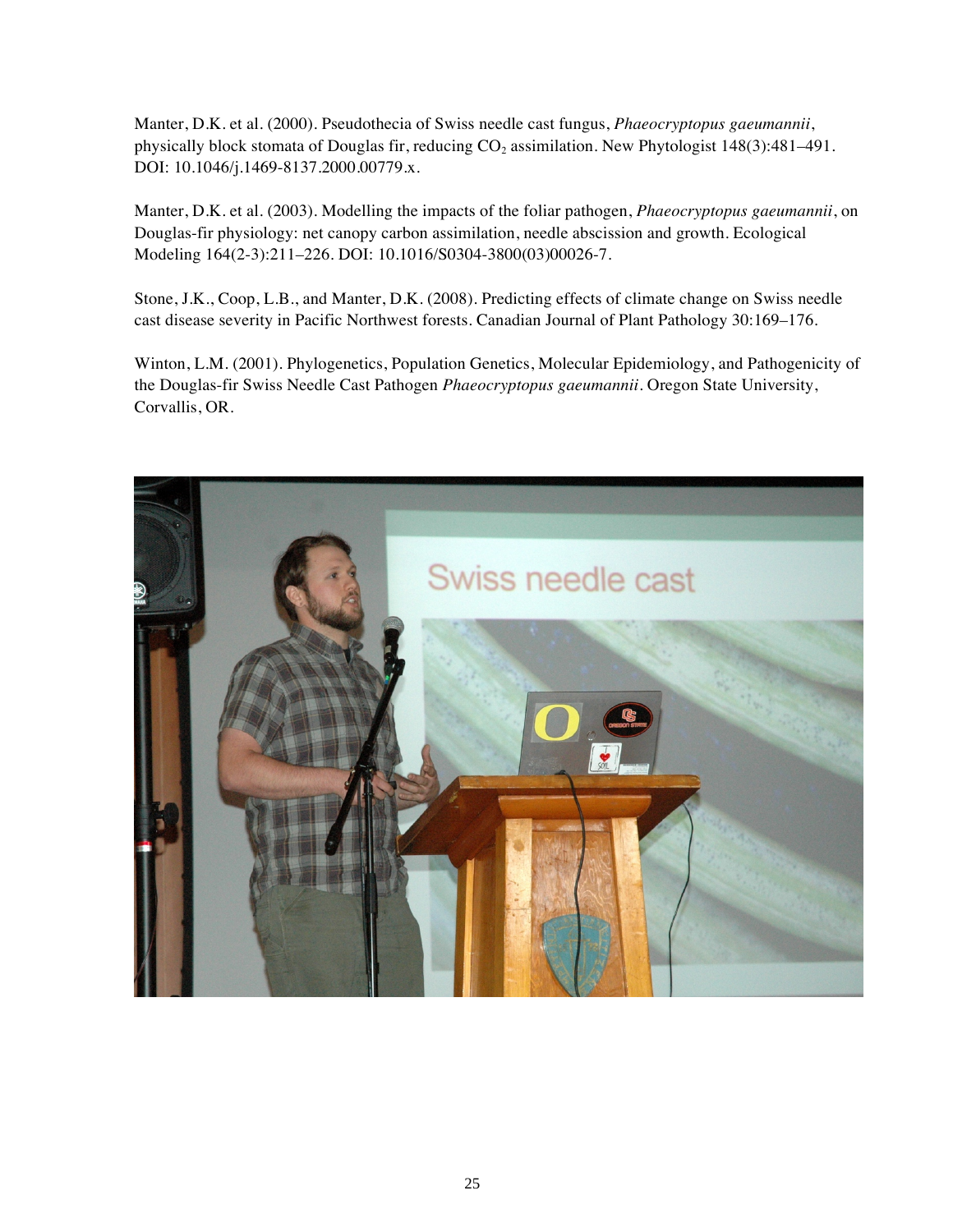Manter, D.K. et al. (2000). Pseudothecia of Swiss needle cast fungus, *Phaeocryptopus gaeumannii*, physically block stomata of Douglas fir, reducing $CO_2$ assimilation. New Phytologist 148(3):481–491. DOI: 10.1046/j.1469-8137.2000.00779.x.

Manter, D.K. et al. (2003). Modelling the impacts of the foliar pathogen, *Phaeocryptopus gaeumannii*, on Douglas-fir physiology: net canopy carbon assimilation, needle abscission and growth. Ecological Modeling 164(2-3):211–226. DOI: 10.1016/S0304-3800(03)00026-7.

Stone, J.K., Coop, L.B., and Manter, D.K. (2008). Predicting effects of climate change on Swiss needle cast disease severity in Pacific Northwest forests. Canadian Journal of Plant Pathology 30:169–176.

Winton, L.M. (2001). Phylogenetics, Population Genetics, Molecular Epidemiology, and Pathogenicity of the Douglas-fir Swiss Needle Cast Pathogen *Phaeocryptopus gaeumannii*. Oregon State University, Corvallis, OR.